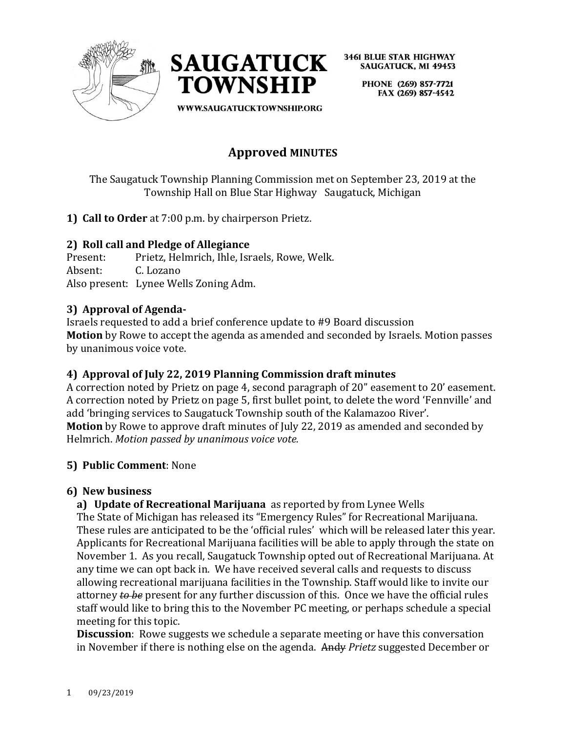SAUGATUCK TOWNSHIP

3461 BLUE STAR HIGHWAY
SAUGATUCK, MI 49453

PHONE (269) 857-7721
FAX (269) 857-4542

WWW.SAUGATUCKTOWNSHIP.ORG

# Approved MINUTES

The Saugatuck Township Planning Commission met on September 23, 2019 at the Township Hall on Blue Star Highway Saugatuck, Michigan

**1) Call to Order** at 7:00 p.m. by chairperson Prietz.

**2) Roll call and Pledge of Allegiance**

Present: Prietz, Helmrich, Ihle, Israels, Rowe, Welk.
Absent: C. Lozano
Also present: Lynee Wells Zoning Adm.

**3) Approval of Agenda-**

Israels requested to add a brief conference update to #9 Board discussion
**Motion** by Rowe to accept the agenda as amended and seconded by Israels. Motion passes by unanimous voice vote.

**4) Approval of July 22, 2019 Planning Commission draft minutes**

A correction noted by Prietz on page 4, second paragraph of 20" easement to 20' easement. A correction noted by Prietz on page 5, first bullet point, to delete the word 'Fennville' and add 'bringing services to Saugatuck Township south of the Kalamazoo River'.
**Motion** by Rowe to approve draft minutes of July 22, 2019 as amended and seconded by Helmrich. *Motion passed by unanimous voice vote.*

**5) Public Comment**: None

**6) New business**

**a) Update of Recreational Marijuana** as reported by from Lynee Wells
The State of Michigan has released its "Emergency Rules" for Recreational Marijuana. These rules are anticipated to be the 'official rules' which will be released later this year. Applicants for Recreational Marijuana facilities will be able to apply through the state on November 1. As you recall, Saugatuck Township opted out of Recreational Marijuana. At any time we can opt back in. We have received several calls and requests to discuss allowing recreational marijuana facilities in the Township. Staff would like to invite our attorney ~~*to be*~~ present for any further discussion of this. Once we have the official rules staff would like to bring this to the November PC meeting, or perhaps schedule a special meeting for this topic.
**Discussion**: Rowe suggests we schedule a separate meeting or have this conversation in November if there is nothing else on the agenda. ~~Andy~~ *Prietz* suggested December or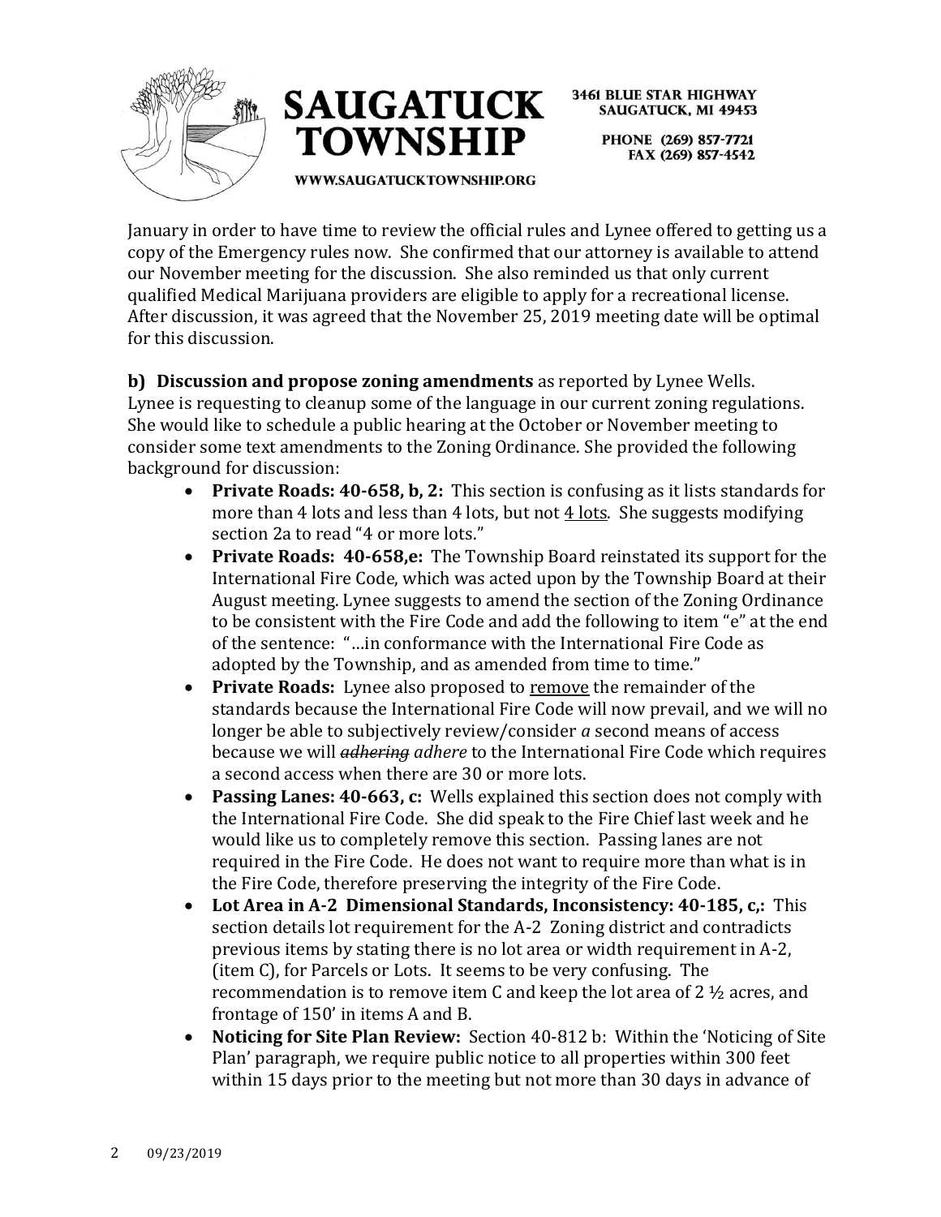January in order to have time to review the official rules and Lynee offered to getting us a copy of the Emergency rules now. She confirmed that our attorney is available to attend our November meeting for the discussion. She also reminded us that only current qualified Medical Marijuana providers are eligible to apply for a recreational license. After discussion, it was agreed that the November 25, 2019 meeting date will be optimal for this discussion.

**b) Discussion and propose zoning amendments** as reported by Lynee Wells. Lynee is requesting to cleanup some of the language in our current zoning regulations. She would like to schedule a public hearing at the October or November meeting to consider some text amendments to the Zoning Ordinance. She provided the following background for discussion:

- **Private Roads: 40-658, b, 2:** This section is confusing as it lists standards for more than 4 lots and less than 4 lots, but not <u>4 lots</u>. She suggests modifying section 2a to read "4 or more lots."
- **Private Roads: 40-658,e:** The Township Board reinstated its support for the International Fire Code, which was acted upon by the Township Board at their August meeting. Lynee suggests to amend the section of the Zoning Ordinance to be consistent with the Fire Code and add the following to item "e" at the end of the sentence: "…in conformance with the International Fire Code as adopted by the Township, and as amended from time to time."
- **Private Roads:** Lynee also proposed to <u>remove</u> the remainder of the standards because the International Fire Code will now prevail, and we will no longer be able to subjectively review/consider *a* second means of access because we will ~~*adhering*~~ *adhere* to the International Fire Code which requires a second access when there are 30 or more lots.
- **Passing Lanes: 40-663, c:** Wells explained this section does not comply with the International Fire Code. She did speak to the Fire Chief last week and he would like us to completely remove this section. Passing lanes are not required in the Fire Code. He does not want to require more than what is in the Fire Code, therefore preserving the integrity of the Fire Code.
- **Lot Area in A-2 Dimensional Standards, Inconsistency: 40-185, c,:** This section details lot requirement for the A-2 Zoning district and contradicts previous items by stating there is no lot area or width requirement in A-2, (item C), for Parcels or Lots. It seems to be very confusing. The recommendation is to remove item C and keep the lot area of 2 ½ acres, and frontage of 150' in items A and B.
- **Noticing for Site Plan Review:** Section 40-812 b: Within the 'Noticing of Site Plan' paragraph, we require public notice to all properties within 300 feet within 15 days prior to the meeting but not more than 30 days in advance of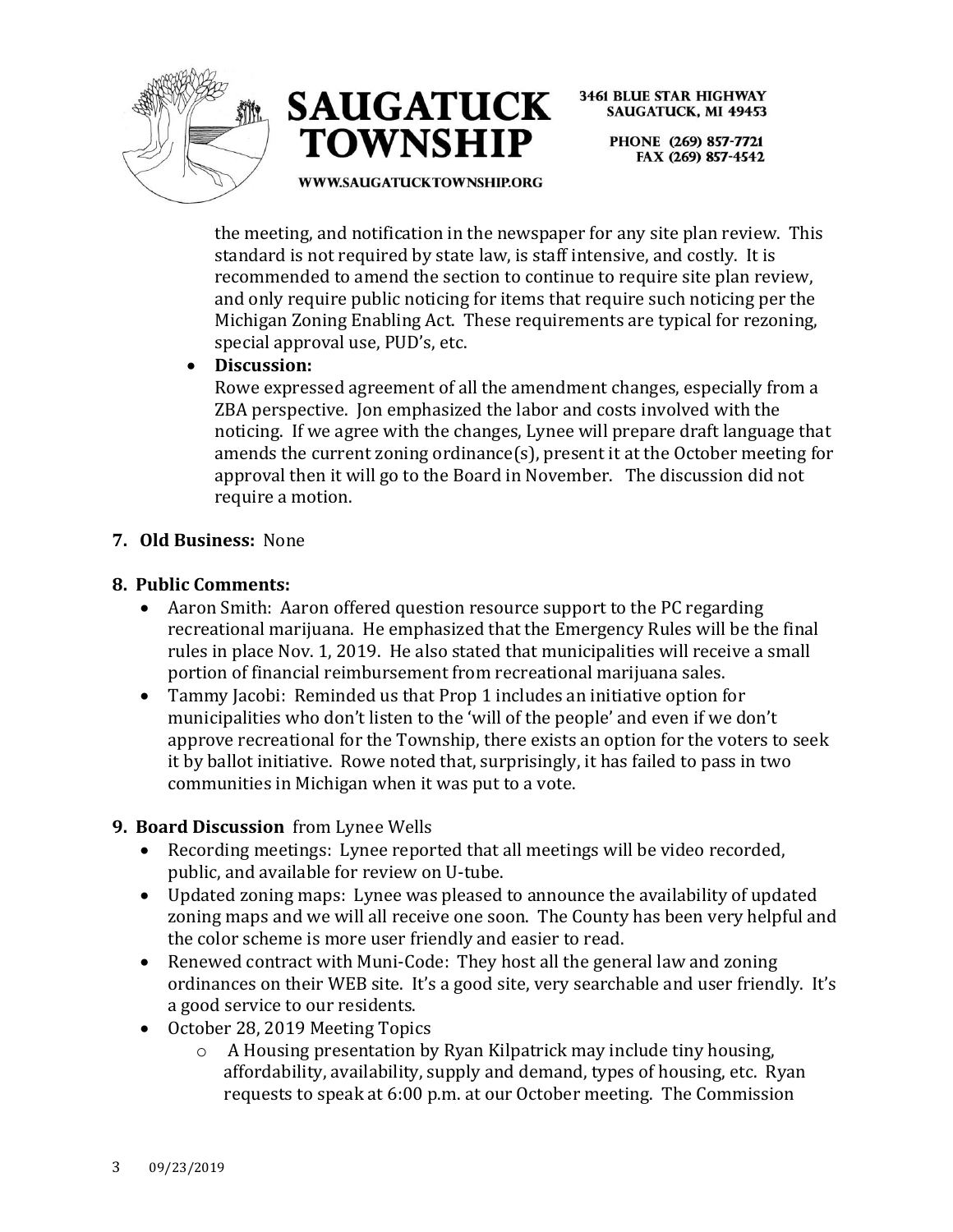the meeting, and notification in the newspaper for any site plan review. This standard is not required by state law, is staff intensive, and costly. It is recommended to amend the section to continue to require site plan review, and only require public noticing for items that require such noticing per the Michigan Zoning Enabling Act. These requirements are typical for rezoning, special approval use, PUD's, etc.

- **Discussion:**
  Rowe expressed agreement of all the amendment changes, especially from a ZBA perspective. Jon emphasized the labor and costs involved with the noticing. If we agree with the changes, Lynee will prepare draft language that amends the current zoning ordinance(s), present it at the October meeting for approval then it will go to the Board in November. The discussion did not require a motion.

**7. Old Business:** None

**8. Public Comments:**

- Aaron Smith: Aaron offered question resource support to the PC regarding recreational marijuana. He emphasized that the Emergency Rules will be the final rules in place Nov. 1, 2019. He also stated that municipalities will receive a small portion of financial reimbursement from recreational marijuana sales.
- Tammy Jacobi: Reminded us that Prop 1 includes an initiative option for municipalities who don't listen to the 'will of the people' and even if we don't approve recreational for the Township, there exists an option for the voters to seek it by ballot initiative. Rowe noted that, surprisingly, it has failed to pass in two communities in Michigan when it was put to a vote.

**9. Board Discussion** from Lynee Wells

- Recording meetings: Lynee reported that all meetings will be video recorded, public, and available for review on U-tube.
- Updated zoning maps: Lynee was pleased to announce the availability of updated zoning maps and we will all receive one soon. The County has been very helpful and the color scheme is more user friendly and easier to read.
- Renewed contract with Muni-Code: They host all the general law and zoning ordinances on their WEB site. It's a good site, very searchable and user friendly. It's a good service to our residents.
- October 28, 2019 Meeting Topics
  - A Housing presentation by Ryan Kilpatrick may include tiny housing, affordability, availability, supply and demand, types of housing, etc. Ryan requests to speak at 6:00 p.m. at our October meeting. The Commission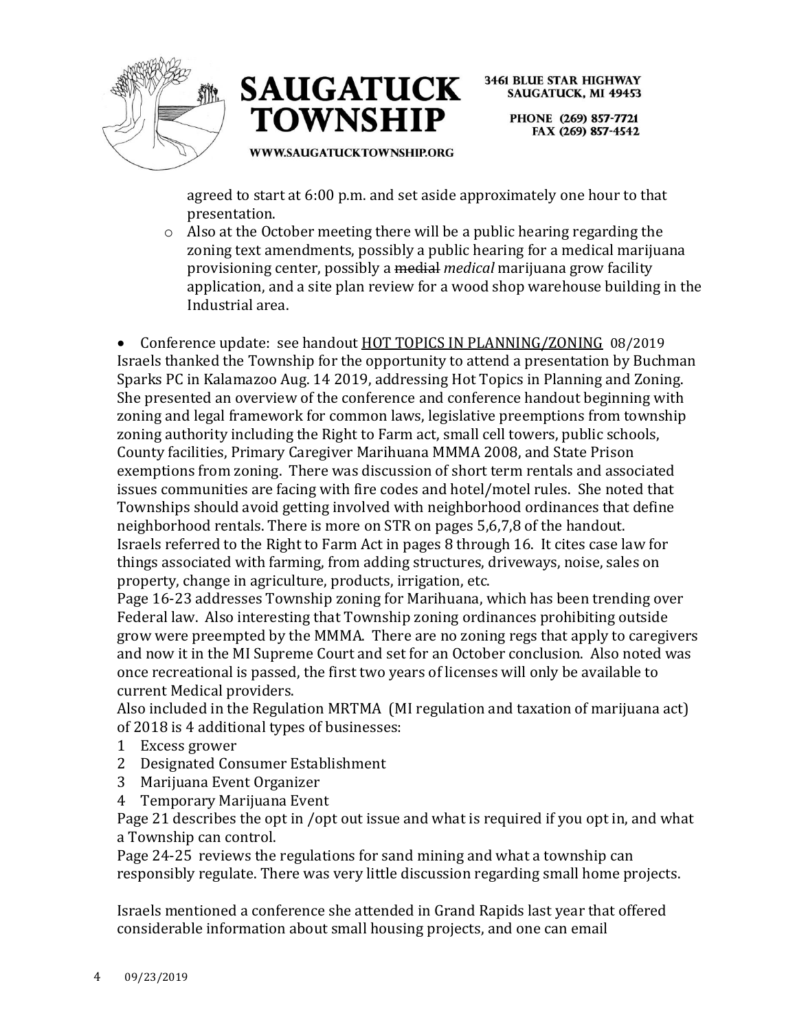agreed to start at 6:00 p.m. and set aside approximately one hour to that presentation.

  - Also at the October meeting there will be a public hearing regarding the zoning text amendments, possibly a public hearing for a medical marijuana provisioning center, possibly a ~~medial~~ *medical* marijuana grow facility application, and a site plan review for a wood shop warehouse building in the Industrial area.

- Conference update: see handout HOT TOPICS IN PLANNING/ZONING 08/2019

Israels thanked the Township for the opportunity to attend a presentation by Buchman Sparks PC in Kalamazoo Aug. 14 2019, addressing Hot Topics in Planning and Zoning. She presented an overview of the conference and conference handout beginning with zoning and legal framework for common laws, legislative preemptions from township zoning authority including the Right to Farm act, small cell towers, public schools, County facilities, Primary Caregiver Marihuana MMMA 2008, and State Prison exemptions from zoning. There was discussion of short term rentals and associated issues communities are facing with fire codes and hotel/motel rules. She noted that Townships should avoid getting involved with neighborhood ordinances that define neighborhood rentals. There is more on STR on pages 5,6,7,8 of the handout.

Israels referred to the Right to Farm Act in pages 8 through 16. It cites case law for things associated with farming, from adding structures, driveways, noise, sales on property, change in agriculture, products, irrigation, etc.

Page 16-23 addresses Township zoning for Marihuana, which has been trending over Federal law. Also interesting that Township zoning ordinances prohibiting outside grow were preempted by the MMMA. There are no zoning regs that apply to caregivers and now it in the MI Supreme Court and set for an October conclusion. Also noted was once recreational is passed, the first two years of licenses will only be available to current Medical providers.

Also included in the Regulation MRTMA (MI regulation and taxation of marijuana act) of 2018 is 4 additional types of businesses:

1. Excess grower
2. Designated Consumer Establishment
3. Marijuana Event Organizer
4. Temporary Marijuana Event

Page 21 describes the opt in /opt out issue and what is required if you opt in, and what a Township can control.

Page 24-25 reviews the regulations for sand mining and what a township can responsibly regulate. There was very little discussion regarding small home projects.

Israels mentioned a conference she attended in Grand Rapids last year that offered considerable information about small housing projects, and one can email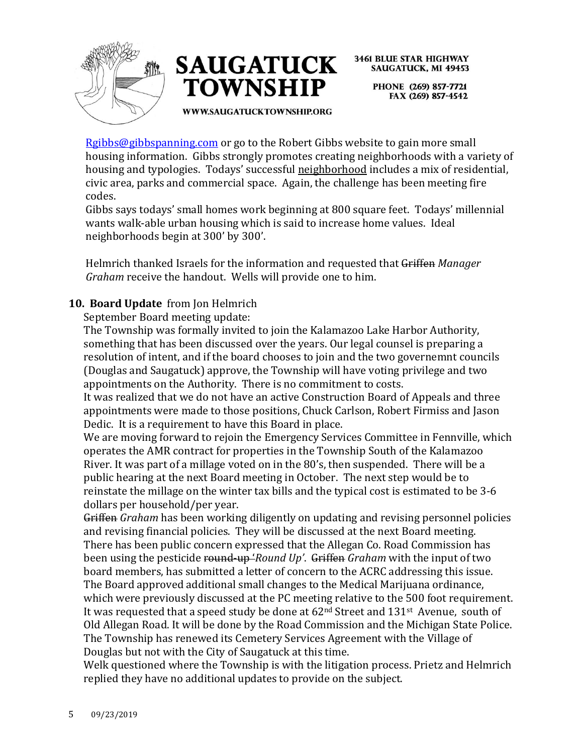[Rgibbs@gibbspanning.com](mailto:Rgibbs@gibbspanning.com) or go to the Robert Gibbs website to gain more small housing information. Gibbs strongly promotes creating neighborhoods with a variety of housing and typologies. Todays' successful neighborhood includes a mix of residential, civic area, parks and commercial space. Again, the challenge has been meeting fire codes.

Gibbs says todays' small homes work beginning at 800 square feet. Todays' millennial wants walk-able urban housing which is said to increase home values. Ideal neighborhoods begin at 300' by 300'.

Helmrich thanked Israels for the information and requested that ~~Griffen~~ *Manager Graham* receive the handout. Wells will provide one to him.

**10. Board Update** from Jon Helmrich

September Board meeting update:

The Township was formally invited to join the Kalamazoo Lake Harbor Authority, something that has been discussed over the years. Our legal counsel is preparing a resolution of intent, and if the board chooses to join and the two governemnt councils (Douglas and Saugatuck) approve, the Township will have voting privilege and two appointments on the Authority. There is no commitment to costs.

It was realized that we do not have an active Construction Board of Appeals and three appointments were made to those positions, Chuck Carlson, Robert Firmiss and Jason Dedic. It is a requirement to have this Board in place.

We are moving forward to rejoin the Emergency Services Committee in Fennville, which operates the AMR contract for properties in the Township South of the Kalamazoo River. It was part of a millage voted on in the 80's, then suspended. There will be a public hearing at the next Board meeting in October. The next step would be to reinstate the millage on the winter tax bills and the typical cost is estimated to be 3-6 dollars per household/per year.

~~Griffen~~ *Graham* has been working diligently on updating and revising personnel policies and revising financial policies. They will be discussed at the next Board meeting.

There has been public concern expressed that the Allegan Co. Road Commission has been using the pesticide ~~round-up~~ *'Round Up'*. ~~Griffen~~ *Graham* with the input of two board members, has submitted a letter of concern to the ACRC addressing this issue.

The Board approved additional small changes to the Medical Marijuana ordinance, which were previously discussed at the PC meeting relative to the 500 foot requirement.

It was requested that a speed study be done at 62nd Street and 131st Avenue, south of Old Allegan Road. It will be done by the Road Commission and the Michigan State Police.

The Township has renewed its Cemetery Services Agreement with the Village of Douglas but not with the City of Saugatuck at this time.

Welk questioned where the Township is with the litigation process. Prietz and Helmrich replied they have no additional updates to provide on the subject.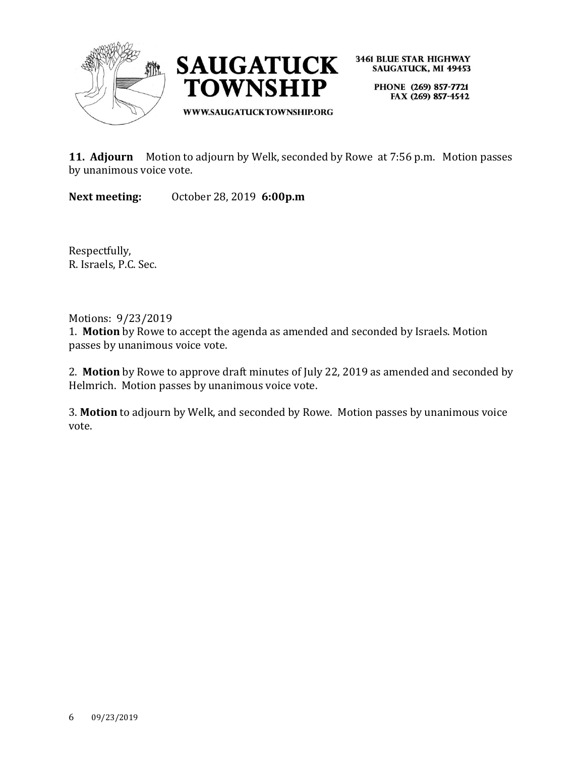**11. Adjourn** Motion to adjourn by Welk, seconded by Rowe at 7:56 p.m. Motion passes by unanimous voice vote.

**Next meeting:** October 28, 2019 **6:00p.m**

Respectfully,
R. Israels, P.C. Sec.

Motions: 9/23/2019

1. **Motion** by Rowe to accept the agenda as amended and seconded by Israels. Motion passes by unanimous voice vote.

2. **Motion** by Rowe to approve draft minutes of July 22, 2019 as amended and seconded by Helmrich. Motion passes by unanimous voice vote.

3. **Motion** to adjourn by Welk, and seconded by Rowe. Motion passes by unanimous voice vote.